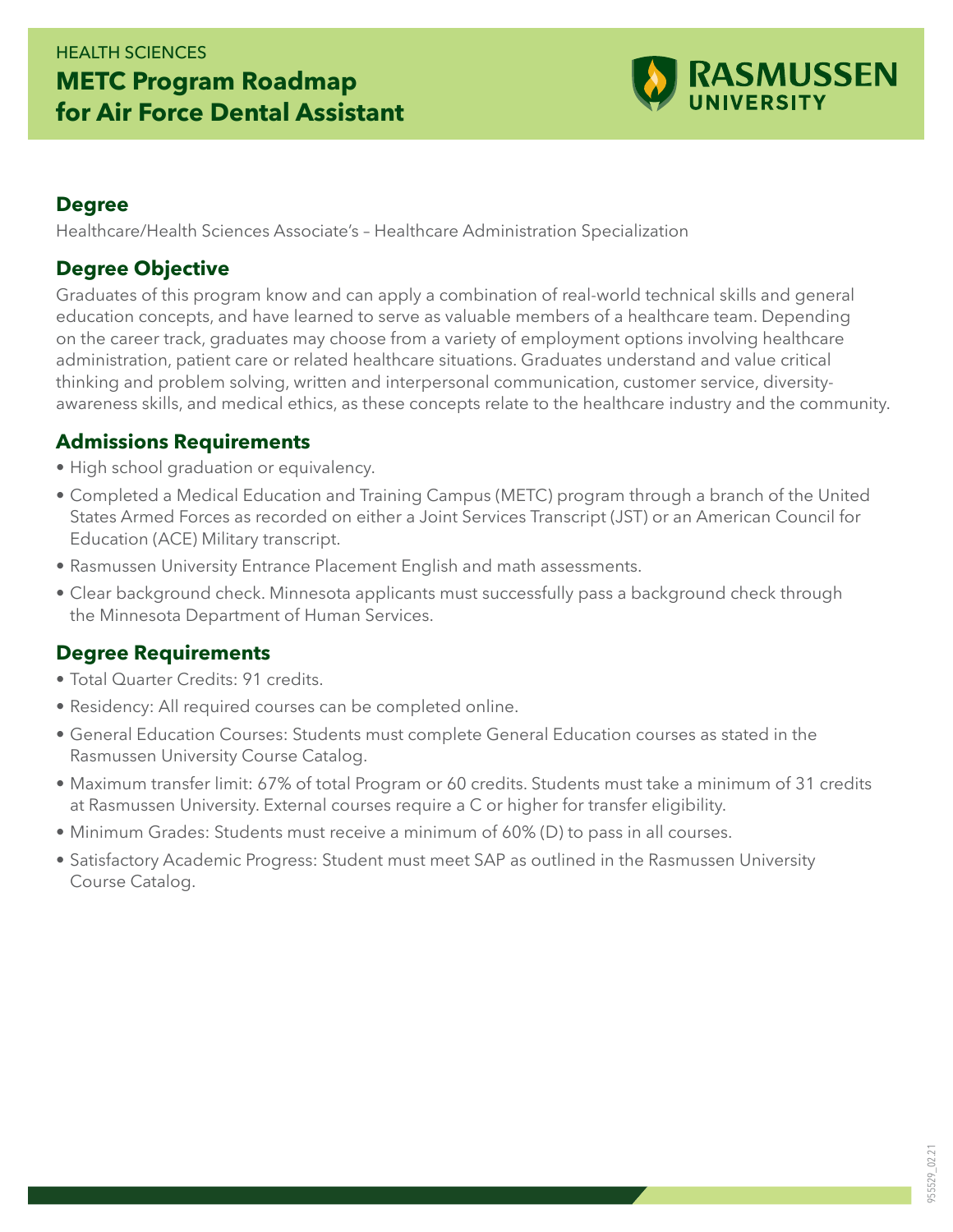HEALTH SCIENCES

# METC Program Roadmap for Air Force Dental Assistant

RASMUSSEN UNIVERSITY

## Degree

Healthcare/Health Sciences Associate's – Healthcare Administration Specialization

## Degree Objective

Graduates of this program know and can apply a combination of real-world technical skills and general education concepts, and have learned to serve as valuable members of a healthcare team. Depending on the career track, graduates may choose from a variety of employment options involving healthcare administration, patient care or related healthcare situations. Graduates understand and value critical thinking and problem solving, written and interpersonal communication, customer service, diversity-awareness skills, and medical ethics, as these concepts relate to the healthcare industry and the community.

## Admissions Requirements

- High school graduation or equivalency.
- Completed a Medical Education and Training Campus (METC) program through a branch of the United States Armed Forces as recorded on either a Joint Services Transcript (JST) or an American Council for Education (ACE) Military transcript.
- Rasmussen University Entrance Placement English and math assessments.
- Clear background check. Minnesota applicants must successfully pass a background check through the Minnesota Department of Human Services.

## Degree Requirements

- Total Quarter Credits: 91 credits.
- Residency: All required courses can be completed online.
- General Education Courses: Students must complete General Education courses as stated in the Rasmussen University Course Catalog.
- Maximum transfer limit: 67% of total Program or 60 credits. Students must take a minimum of 31 credits at Rasmussen University. External courses require a C or higher for transfer eligibility.
- Minimum Grades: Students must receive a minimum of 60% (D) to pass in all courses.
- Satisfactory Academic Progress: Student must meet SAP as outlined in the Rasmussen University Course Catalog.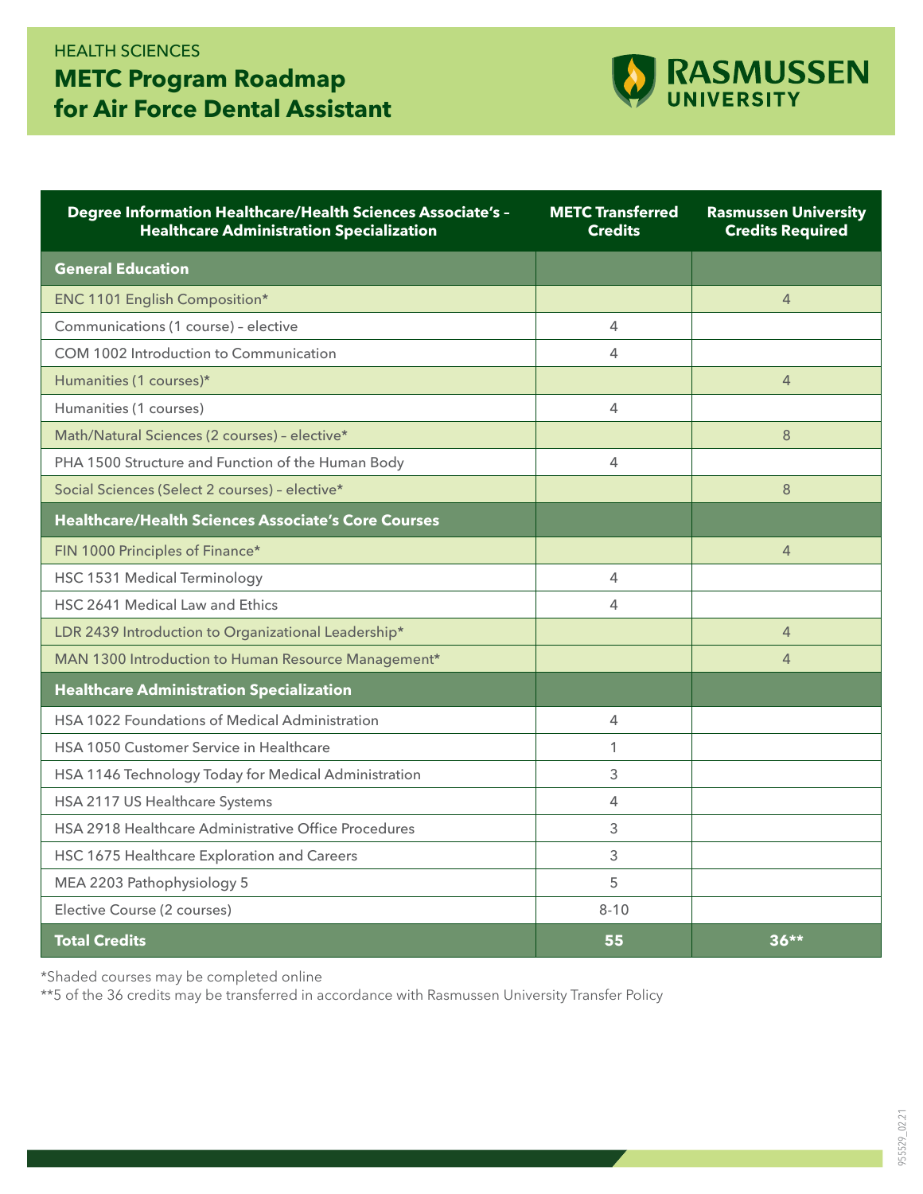HEALTH SCIENCES

# METC Program Roadmap for Air Force Dental Assistant

| Degree Information Healthcare/Health Sciences Associate's – Healthcare Administration Specialization | METC Transferred Credits | Rasmussen University Credits Required |
|---|---|---|
| **General Education** | | |
| ENC 1101 English Composition* | | 4 |
| Communications (1 course) – elective | 4 | |
| COM 1002 Introduction to Communication | 4 | |
| Humanities (1 courses)* | | 4 |
| Humanities (1 courses) | 4 | |
| Math/Natural Sciences (2 courses) – elective* | | 8 |
| PHA 1500 Structure and Function of the Human Body | 4 | |
| Social Sciences (Select 2 courses) – elective* | | 8 |
| **Healthcare/Health Sciences Associate's Core Courses** | | |
| FIN 1000 Principles of Finance* | | 4 |
| HSC 1531 Medical Terminology | 4 | |
| HSC 2641 Medical Law and Ethics | 4 | |
| LDR 2439 Introduction to Organizational Leadership* | | 4 |
| MAN 1300 Introduction to Human Resource Management* | | 4 |
| **Healthcare Administration Specialization** | | |
| HSA 1022 Foundations of Medical Administration | 4 | |
| HSA 1050 Customer Service in Healthcare | 1 | |
| HSA 1146 Technology Today for Medical Administration | 3 | |
| HSA 2117 US Healthcare Systems | 4 | |
| HSA 2918 Healthcare Administrative Office Procedures | 3 | |
| HSC 1675 Healthcare Exploration and Careers | 3 | |
| MEA 2203 Pathophysiology 5 | 5 | |
| Elective Course (2 courses) | 8-10 | |
| **Total Credits** | **55** | **36**** |

*Shaded courses may be completed online

**5 of the 36 credits may be transferred in accordance with Rasmussen University Transfer Policy